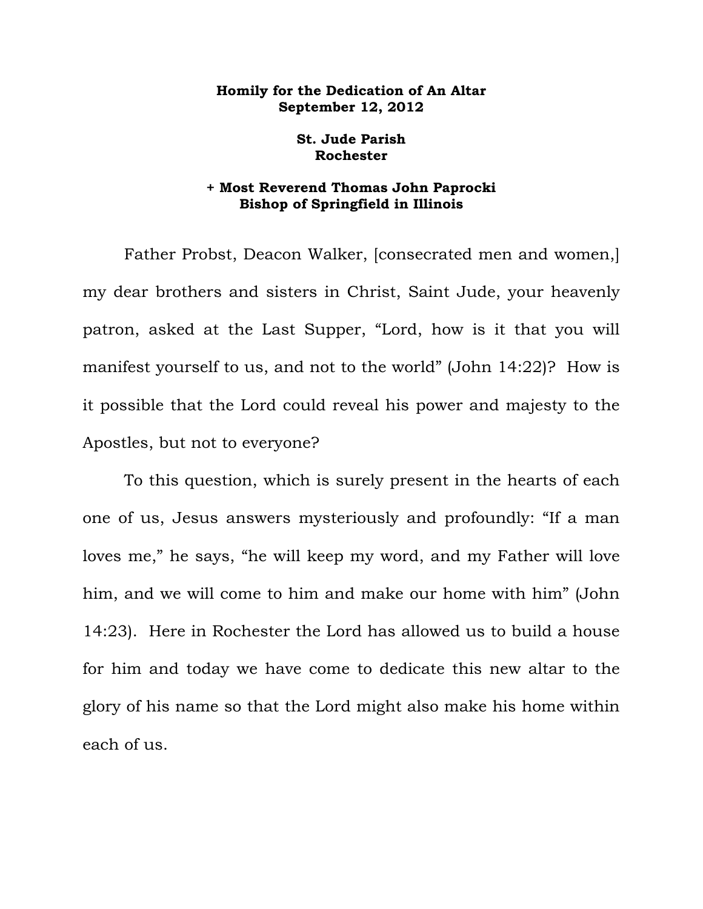**Homily for the Dedication of An Altar**
**September 12, 2012**

**St. Jude Parish**
**Rochester**

**+ Most Reverend Thomas John Paprocki**
**Bishop of Springfield in Illinois**

Father Probst, Deacon Walker, [consecrated men and women,] my dear brothers and sisters in Christ, Saint Jude, your heavenly patron, asked at the Last Supper, "Lord, how is it that you will manifest yourself to us, and not to the world" (John 14:22)? How is it possible that the Lord could reveal his power and majesty to the Apostles, but not to everyone?

To this question, which is surely present in the hearts of each one of us, Jesus answers mysteriously and profoundly: "If a man loves me," he says, "he will keep my word, and my Father will love him, and we will come to him and make our home with him" (John 14:23). Here in Rochester the Lord has allowed us to build a house for him and today we have come to dedicate this new altar to the glory of his name so that the Lord might also make his home within each of us.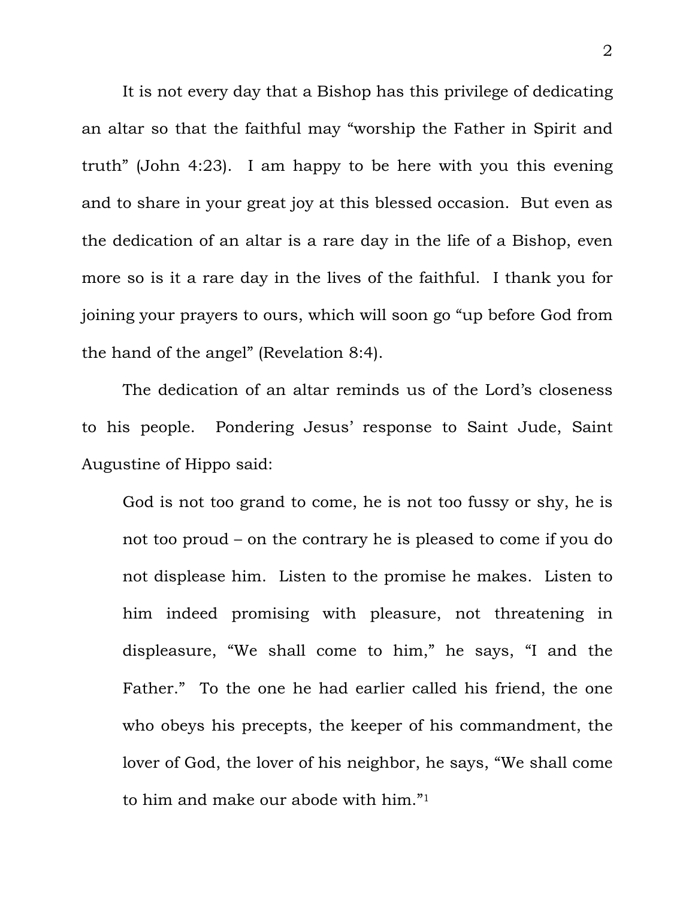It is not every day that a Bishop has this privilege of dedicating an altar so that the faithful may "worship the Father in Spirit and truth" (John 4:23). I am happy to be here with you this evening and to share in your great joy at this blessed occasion. But even as the dedication of an altar is a rare day in the life of a Bishop, even more so is it a rare day in the lives of the faithful. I thank you for joining your prayers to ours, which will soon go "up before God from the hand of the angel" (Revelation 8:4).

The dedication of an altar reminds us of the Lord's closeness to his people. Pondering Jesus' response to Saint Jude, Saint Augustine of Hippo said:

> God is not too grand to come, he is not too fussy or shy, he is not too proud – on the contrary he is pleased to come if you do not displease him. Listen to the promise he makes. Listen to him indeed promising with pleasure, not threatening in displeasure, "We shall come to him," he says, "I and the Father." To the one he had earlier called his friend, the one who obeys his precepts, the keeper of his commandment, the lover of God, the lover of his neighbor, he says, "We shall come to him and make our abode with him."[1]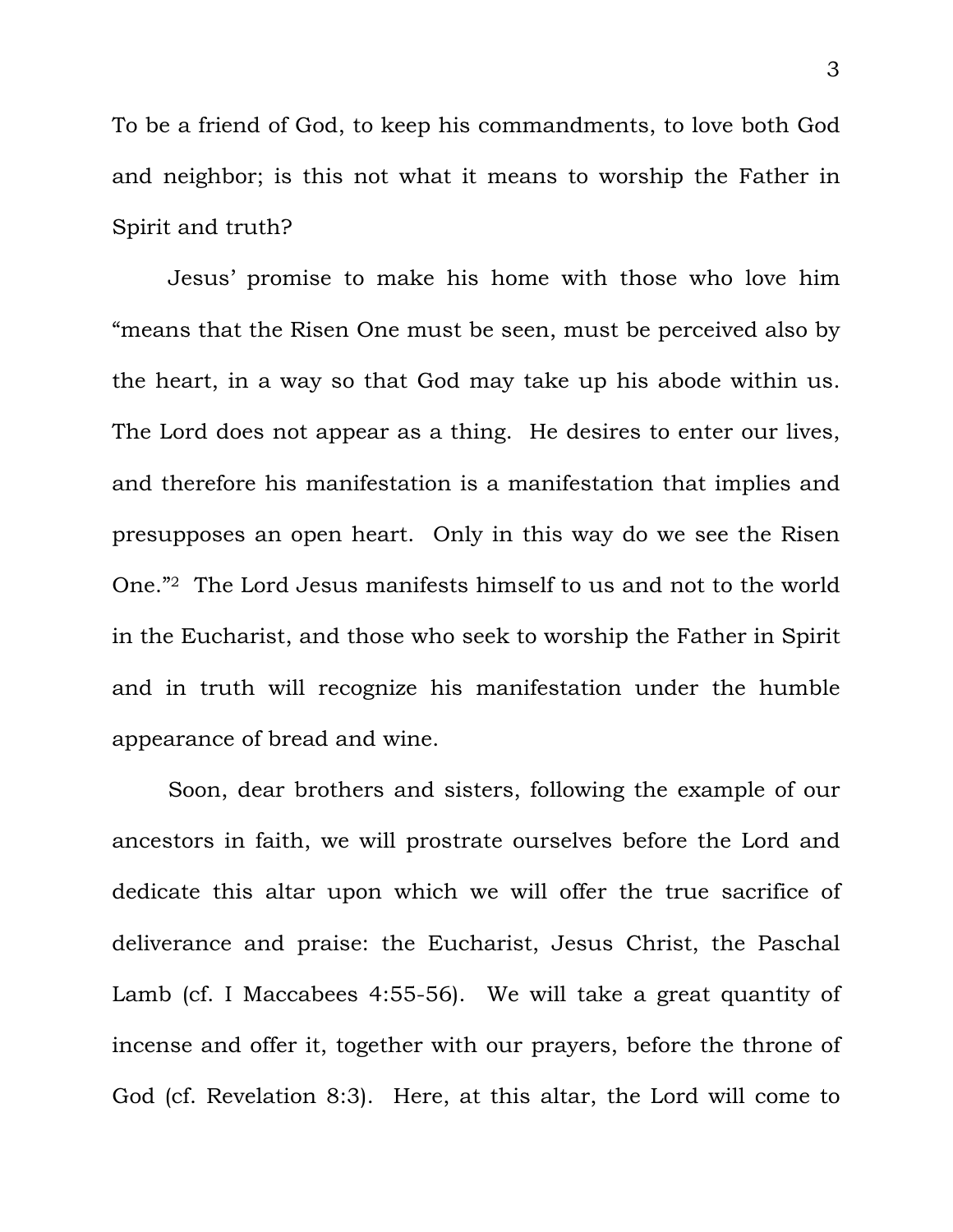To be a friend of God, to keep his commandments, to love both God and neighbor; is this not what it means to worship the Father in Spirit and truth?

Jesus' promise to make his home with those who love him "means that the Risen One must be seen, must be perceived also by the heart, in a way so that God may take up his abode within us. The Lord does not appear as a thing. He desires to enter our lives, and therefore his manifestation is a manifestation that implies and presupposes an open heart. Only in this way do we see the Risen One."[2] The Lord Jesus manifests himself to us and not to the world in the Eucharist, and those who seek to worship the Father in Spirit and in truth will recognize his manifestation under the humble appearance of bread and wine.

Soon, dear brothers and sisters, following the example of our ancestors in faith, we will prostrate ourselves before the Lord and dedicate this altar upon which we will offer the true sacrifice of deliverance and praise: the Eucharist, Jesus Christ, the Paschal Lamb (cf. I Maccabees 4:55-56). We will take a great quantity of incense and offer it, together with our prayers, before the throne of God (cf. Revelation 8:3). Here, at this altar, the Lord will come to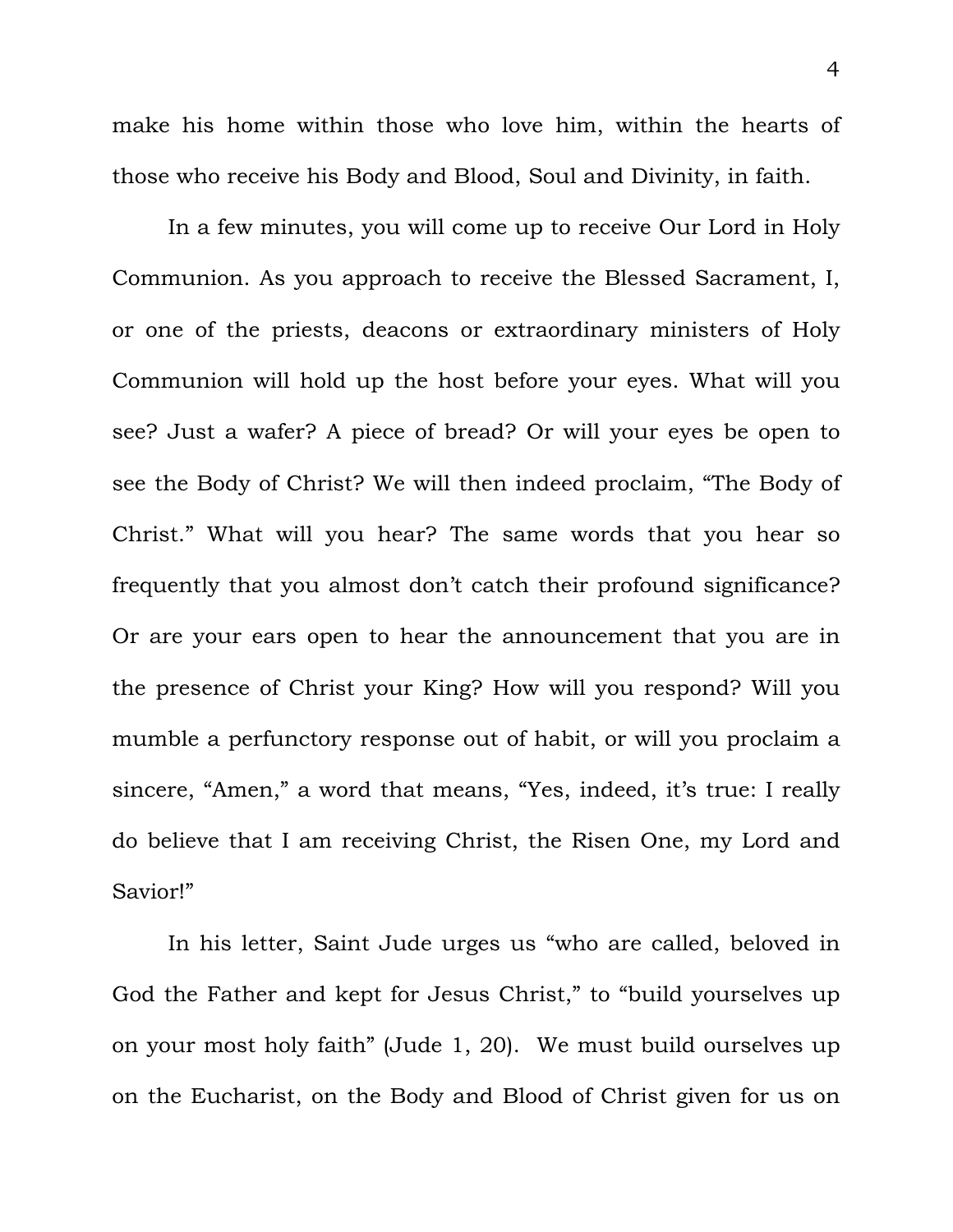make his home within those who love him, within the hearts of those who receive his Body and Blood, Soul and Divinity, in faith.

In a few minutes, you will come up to receive Our Lord in Holy Communion. As you approach to receive the Blessed Sacrament, I, or one of the priests, deacons or extraordinary ministers of Holy Communion will hold up the host before your eyes. What will you see? Just a wafer? A piece of bread? Or will your eyes be open to see the Body of Christ? We will then indeed proclaim, "The Body of Christ." What will you hear? The same words that you hear so frequently that you almost don't catch their profound significance? Or are your ears open to hear the announcement that you are in the presence of Christ your King? How will you respond? Will you mumble a perfunctory response out of habit, or will you proclaim a sincere, "Amen," a word that means, "Yes, indeed, it's true: I really do believe that I am receiving Christ, the Risen One, my Lord and Savior!"

In his letter, Saint Jude urges us "who are called, beloved in God the Father and kept for Jesus Christ," to "build yourselves up on your most holy faith" (Jude 1, 20). We must build ourselves up on the Eucharist, on the Body and Blood of Christ given for us on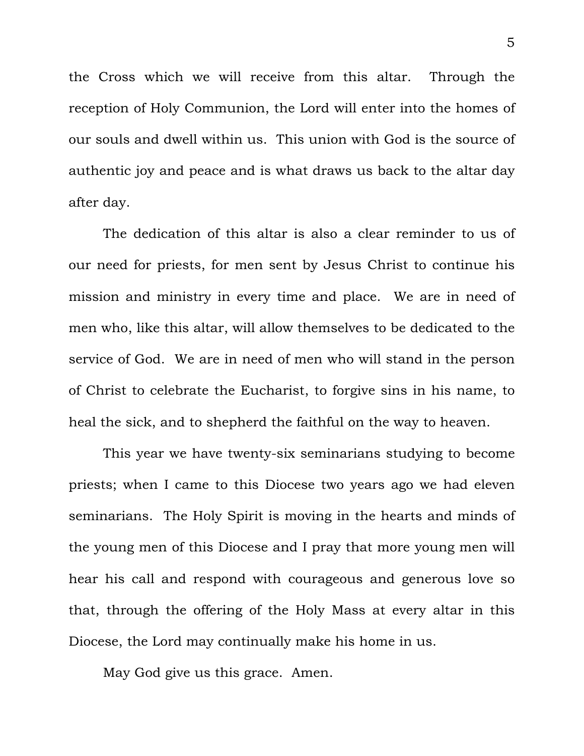the Cross which we will receive from this altar. Through the reception of Holy Communion, the Lord will enter into the homes of our souls and dwell within us. This union with God is the source of authentic joy and peace and is what draws us back to the altar day after day.

The dedication of this altar is also a clear reminder to us of our need for priests, for men sent by Jesus Christ to continue his mission and ministry in every time and place. We are in need of men who, like this altar, will allow themselves to be dedicated to the service of God. We are in need of men who will stand in the person of Christ to celebrate the Eucharist, to forgive sins in his name, to heal the sick, and to shepherd the faithful on the way to heaven.

This year we have twenty-six seminarians studying to become priests; when I came to this Diocese two years ago we had eleven seminarians. The Holy Spirit is moving in the hearts and minds of the young men of this Diocese and I pray that more young men will hear his call and respond with courageous and generous love so that, through the offering of the Holy Mass at every altar in this Diocese, the Lord may continually make his home in us.

May God give us this grace. Amen.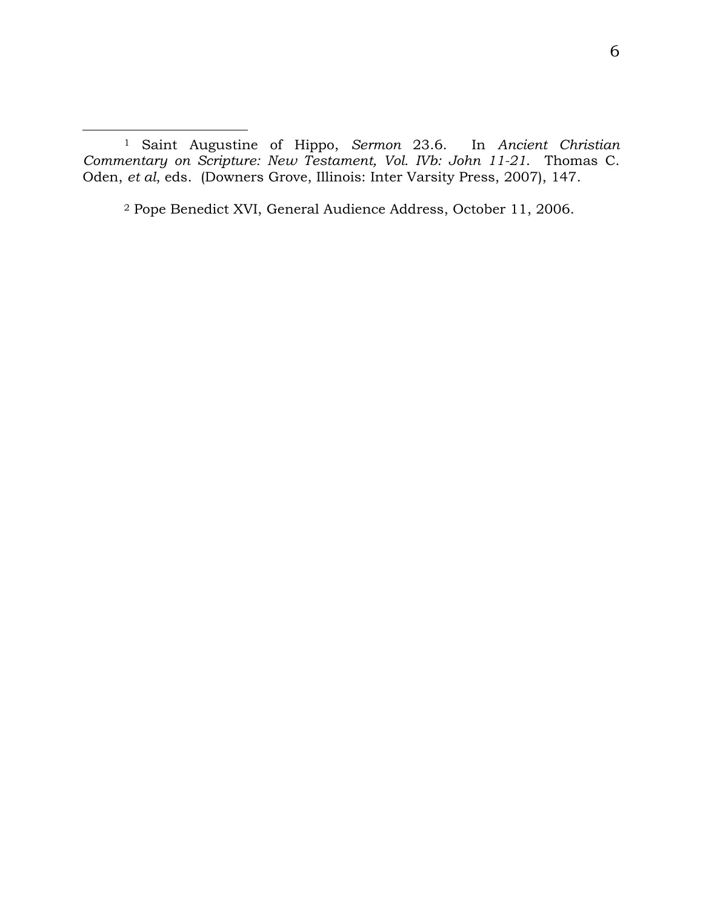---

[1] Saint Augustine of Hippo, *Sermon* 23.6. In *Ancient Christian Commentary on Scripture: New Testament, Vol. IVb: John 11-21*. Thomas C. Oden, *et al*, eds. (Downers Grove, Illinois: Inter Varsity Press, 2007), 147.

[2] Pope Benedict XVI, General Audience Address, October 11, 2006.